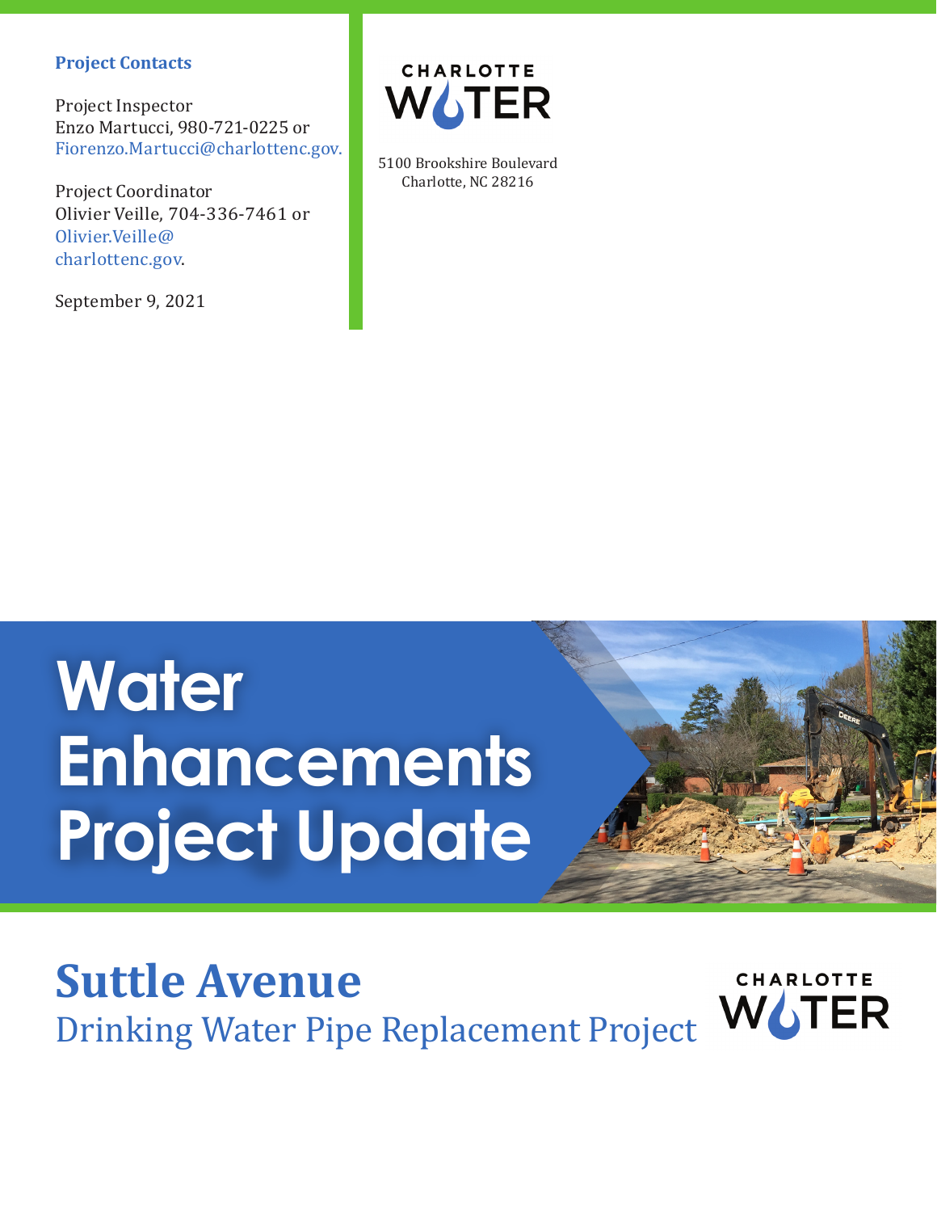**Project Contacts**

Project Inspector
Enzo Martucci, 980-721-0225 or Fiorenzo.Martucci@charlottenc.gov.

Project Coordinator
Olivier Veille, 704-336-7461 or Olivier.Veille@charlottenc.gov.

September 9, 2021

CHARLOTTE WATER

5100 Brookshire Boulevard
Charlotte, NC 28216

# Water Enhancements Project Update

## Suttle Avenue

Drinking Water Pipe Replacement Project

CHARLOTTE WATER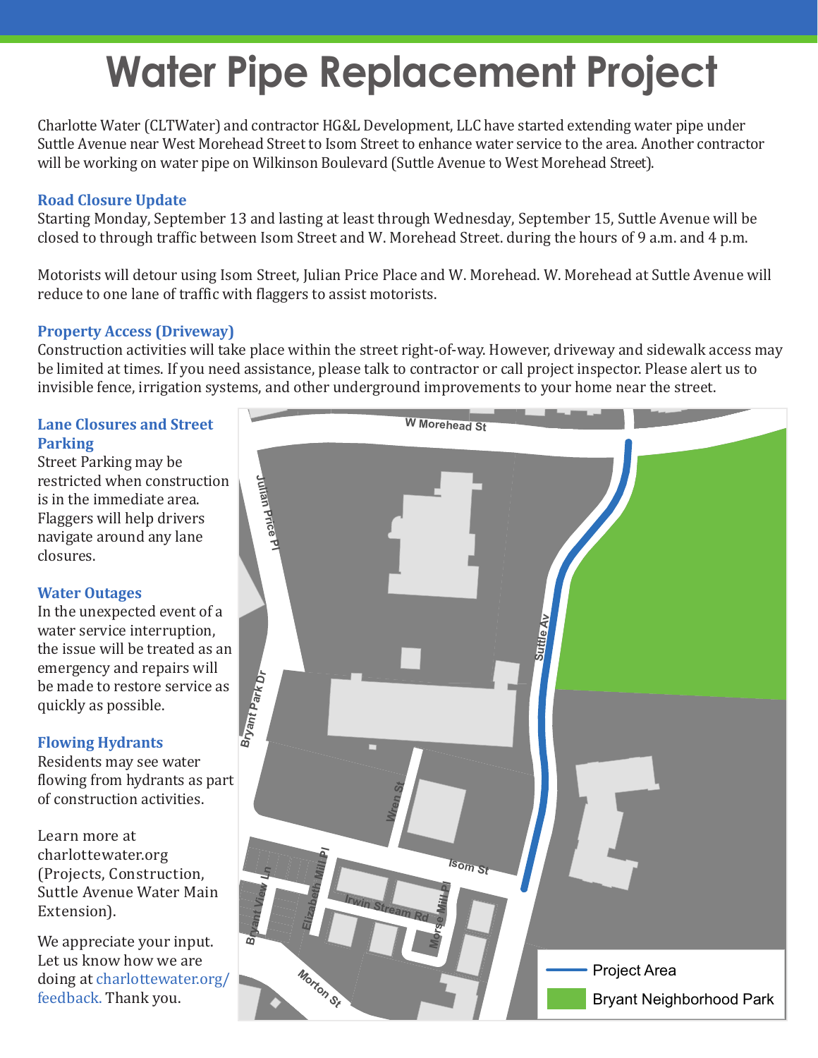# Water Pipe Replacement Project

Charlotte Water (CLTWater) and contractor HG&L Development, LLC have started extending water pipe under Suttle Avenue near West Morehead Street to Isom Street to enhance water service to the area. Another contractor will be working on water pipe on Wilkinson Boulevard (Suttle Avenue to West Morehead Street).

### Road Closure Update

Starting Monday, September 13 and lasting at least through Wednesday, September 15, Suttle Avenue will be closed to through traffic between Isom Street and W. Morehead Street. during the hours of 9 a.m. and 4 p.m.

Motorists will detour using Isom Street, Julian Price Place and W. Morehead. W. Morehead at Suttle Avenue will reduce to one lane of traffic with flaggers to assist motorists.

### Property Access (Driveway)

Construction activities will take place within the street right-of-way. However, driveway and sidewalk access may be limited at times. If you need assistance, please talk to contractor or call project inspector. Please alert us to invisible fence, irrigation systems, and other underground improvements to your home near the street.

### Lane Closures and Street Parking

Street Parking may be restricted when construction is in the immediate area. Flaggers will help drivers navigate around any lane closures.

### Water Outages

In the unexpected event of a water service interruption, the issue will be treated as an emergency and repairs will be made to restore service as quickly as possible.

### Flowing Hydrants

Residents may see water flowing from hydrants as part of construction activities.

Learn more at charlottewater.org (Projects, Construction, Suttle Avenue Water Main Extension).

We appreciate your input. Let us know how we are doing at charlottewater.org/feedback. Thank you.

W Morehead St
Julian Price Pl
Suttle Av
Bryant Park Dr
Wren St
Isom St
Bryant View Ln
Elizabeth Mill Pl
Irwin Stream Rd
Morse Mill Pl
Morton St
Project Area
Bryant Neighborhood Park